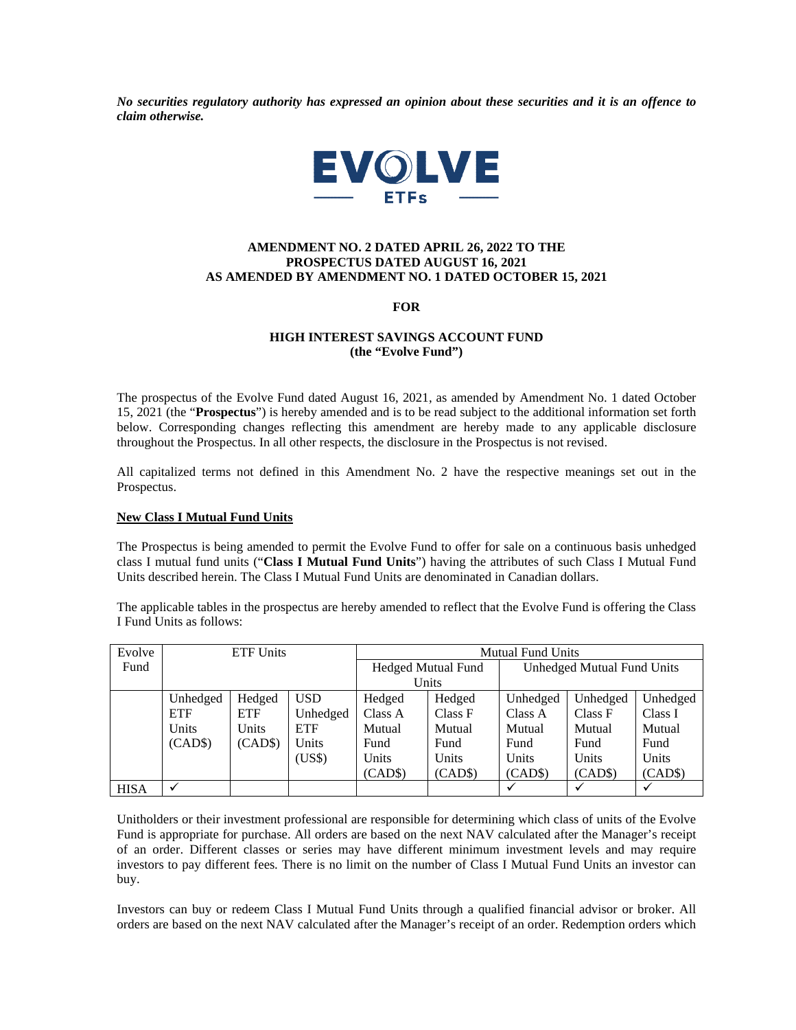***No securities regulatory authority has expressed an opinion about these securities and it is an offence to claim otherwise.***

**EVOLVE ETFs**

**AMENDMENT NO. 2 DATED APRIL 26, 2022 TO THE PROSPECTUS DATED AUGUST 16, 2021 AS AMENDED BY AMENDMENT NO. 1 DATED OCTOBER 15, 2021**

**FOR**

**HIGH INTEREST SAVINGS ACCOUNT FUND (the "Evolve Fund")**

The prospectus of the Evolve Fund dated August 16, 2021, as amended by Amendment No. 1 dated October 15, 2021 (the "**Prospectus**") is hereby amended and is to be read subject to the additional information set forth below. Corresponding changes reflecting this amendment are hereby made to any applicable disclosure throughout the Prospectus. In all other respects, the disclosure in the Prospectus is not revised.

All capitalized terms not defined in this Amendment No. 2 have the respective meanings set out in the Prospectus.

**New Class I Mutual Fund Units**

The Prospectus is being amended to permit the Evolve Fund to offer for sale on a continuous basis unhedged class I mutual fund units ("**Class I Mutual Fund Units**") having the attributes of such Class I Mutual Fund Units described herein. The Class I Mutual Fund Units are denominated in Canadian dollars.

The applicable tables in the prospectus are hereby amended to reflect that the Evolve Fund is offering the Class I Fund Units as follows:

| Evolve Fund | ETF Units | | | Mutual Fund Units | | | | |
|---|---|---|---|---|---|---|---|---|
| | | | | Hedged Mutual Fund Units | | Unhedged Mutual Fund Units | | |
| | Unhedged ETF Units (CAD$) | Hedged ETF Units (CAD$) | USD Unhedged ETF Units (US$) | Hedged Class A Mutual Fund Units (CAD$) | Hedged Class F Mutual Fund Units (CAD$) | Unhedged Class A Mutual Fund Units (CAD$) | Unhedged Class F Mutual Fund Units (CAD$) | Unhedged Class I Mutual Fund Units (CAD$) |
| HISA | ✓ | | | | | ✓ | ✓ | ✓ |

Unitholders or their investment professional are responsible for determining which class of units of the Evolve Fund is appropriate for purchase. All orders are based on the next NAV calculated after the Manager's receipt of an order. Different classes or series may have different minimum investment levels and may require investors to pay different fees. There is no limit on the number of Class I Mutual Fund Units an investor can buy.

Investors can buy or redeem Class I Mutual Fund Units through a qualified financial advisor or broker. All orders are based on the next NAV calculated after the Manager's receipt of an order. Redemption orders which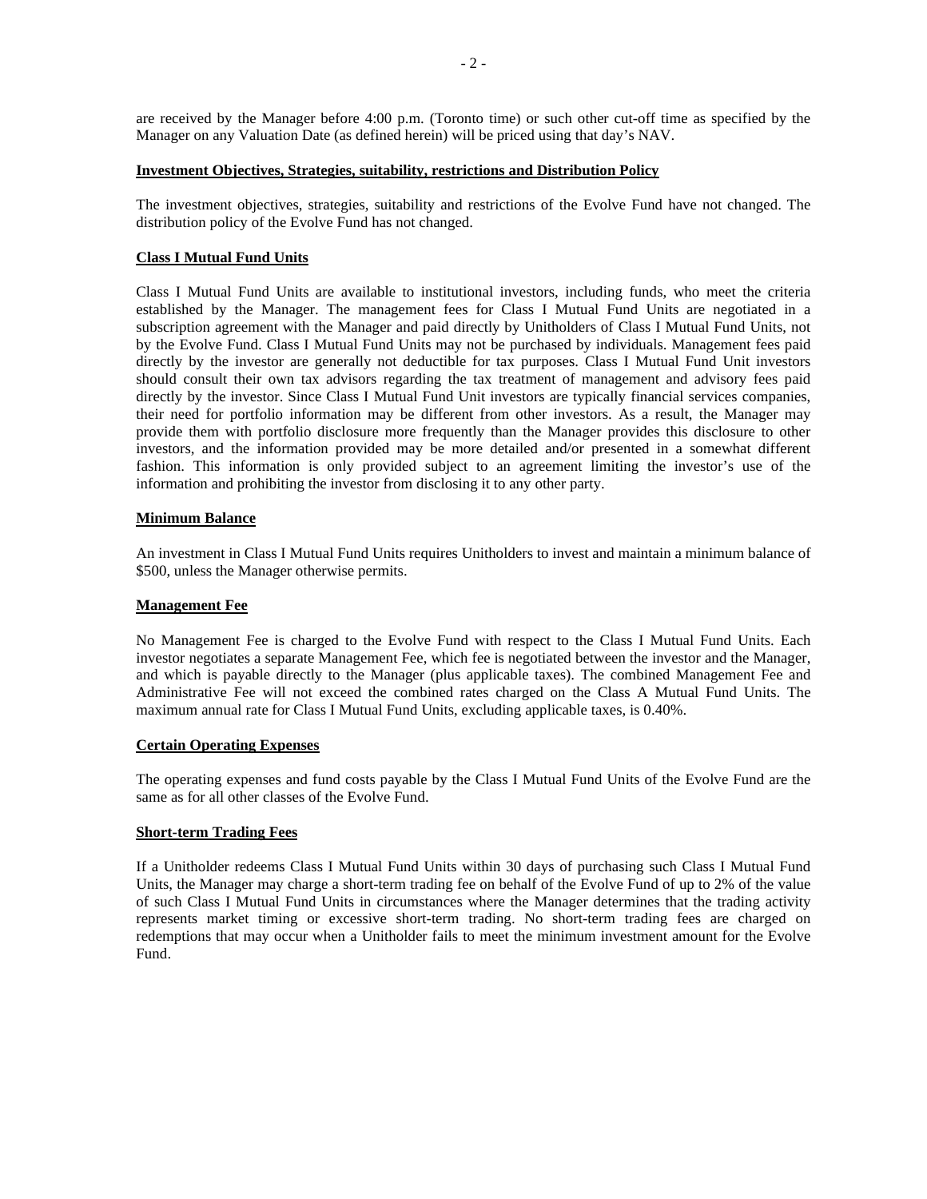are received by the Manager before 4:00 p.m. (Toronto time) or such other cut-off time as specified by the Manager on any Valuation Date (as defined herein) will be priced using that day's NAV.

## Investment Objectives, Strategies, suitability, restrictions and Distribution Policy

The investment objectives, strategies, suitability and restrictions of the Evolve Fund have not changed. The distribution policy of the Evolve Fund has not changed.

## Class I Mutual Fund Units

Class I Mutual Fund Units are available to institutional investors, including funds, who meet the criteria established by the Manager. The management fees for Class I Mutual Fund Units are negotiated in a subscription agreement with the Manager and paid directly by Unitholders of Class I Mutual Fund Units, not by the Evolve Fund. Class I Mutual Fund Units may not be purchased by individuals. Management fees paid directly by the investor are generally not deductible for tax purposes. Class I Mutual Fund Unit investors should consult their own tax advisors regarding the tax treatment of management and advisory fees paid directly by the investor. Since Class I Mutual Fund Unit investors are typically financial services companies, their need for portfolio information may be different from other investors. As a result, the Manager may provide them with portfolio disclosure more frequently than the Manager provides this disclosure to other investors, and the information provided may be more detailed and/or presented in a somewhat different fashion. This information is only provided subject to an agreement limiting the investor's use of the information and prohibiting the investor from disclosing it to any other party.

## Minimum Balance

An investment in Class I Mutual Fund Units requires Unitholders to invest and maintain a minimum balance of $500, unless the Manager otherwise permits.

## Management Fee

No Management Fee is charged to the Evolve Fund with respect to the Class I Mutual Fund Units. Each investor negotiates a separate Management Fee, which fee is negotiated between the investor and the Manager, and which is payable directly to the Manager (plus applicable taxes). The combined Management Fee and Administrative Fee will not exceed the combined rates charged on the Class A Mutual Fund Units. The maximum annual rate for Class I Mutual Fund Units, excluding applicable taxes, is 0.40%.

## Certain Operating Expenses

The operating expenses and fund costs payable by the Class I Mutual Fund Units of the Evolve Fund are the same as for all other classes of the Evolve Fund.

## Short-term Trading Fees

If a Unitholder redeems Class I Mutual Fund Units within 30 days of purchasing such Class I Mutual Fund Units, the Manager may charge a short-term trading fee on behalf of the Evolve Fund of up to 2% of the value of such Class I Mutual Fund Units in circumstances where the Manager determines that the trading activity represents market timing or excessive short-term trading. No short-term trading fees are charged on redemptions that may occur when a Unitholder fails to meet the minimum investment amount for the Evolve Fund.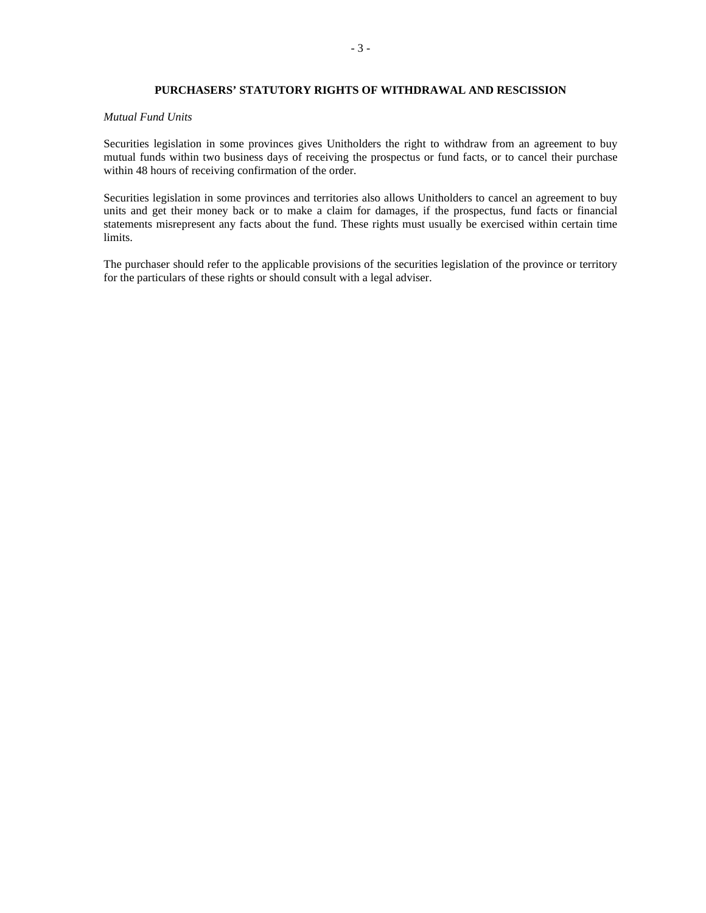## PURCHASERS' STATUTORY RIGHTS OF WITHDRAWAL AND RESCISSION

*Mutual Fund Units*

Securities legislation in some provinces gives Unitholders the right to withdraw from an agreement to buy mutual funds within two business days of receiving the prospectus or fund facts, or to cancel their purchase within 48 hours of receiving confirmation of the order.

Securities legislation in some provinces and territories also allows Unitholders to cancel an agreement to buy units and get their money back or to make a claim for damages, if the prospectus, fund facts or financial statements misrepresent any facts about the fund. These rights must usually be exercised within certain time limits.

The purchaser should refer to the applicable provisions of the securities legislation of the province or territory for the particulars of these rights or should consult with a legal adviser.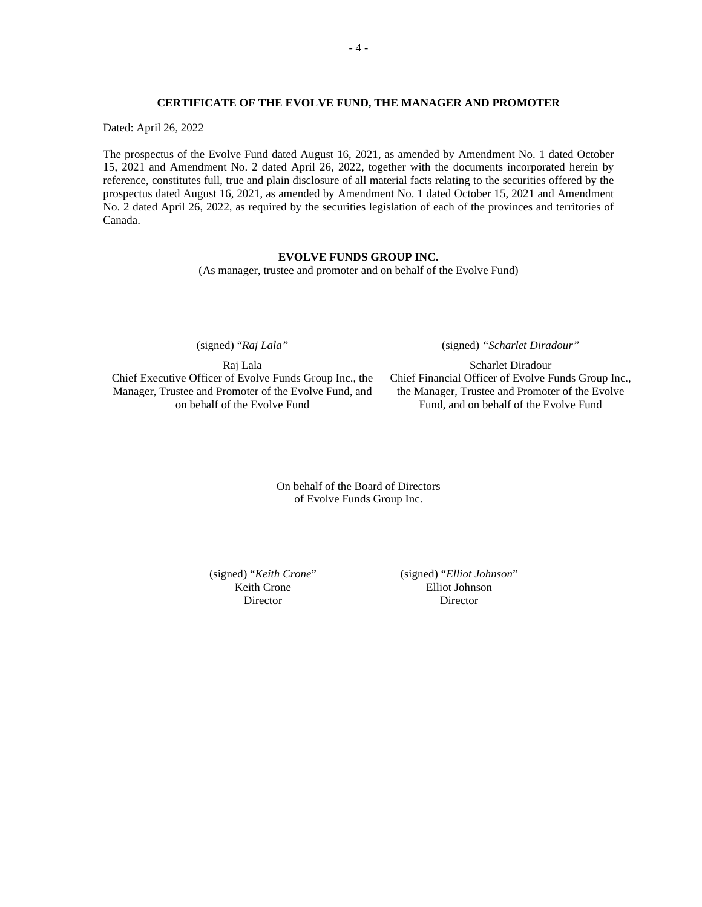## CERTIFICATE OF THE EVOLVE FUND, THE MANAGER AND PROMOTER

Dated: April 26, 2022

The prospectus of the Evolve Fund dated August 16, 2021, as amended by Amendment No. 1 dated October 15, 2021 and Amendment No. 2 dated April 26, 2022, together with the documents incorporated herein by reference, constitutes full, true and plain disclosure of all material facts relating to the securities offered by the prospectus dated August 16, 2021, as amended by Amendment No. 1 dated October 15, 2021 and Amendment No. 2 dated April 26, 2022, as required by the securities legislation of each of the provinces and territories of Canada.

**EVOLVE FUNDS GROUP INC.**
(As manager, trustee and promoter and on behalf of the Evolve Fund)

(signed) "*Raj Lala*"

Raj Lala
Chief Executive Officer of Evolve Funds Group Inc., the Manager, Trustee and Promoter of the Evolve Fund, and on behalf of the Evolve Fund

(signed) *"Scharlet Diradour"*

Scharlet Diradour
Chief Financial Officer of Evolve Funds Group Inc., the Manager, Trustee and Promoter of the Evolve Fund, and on behalf of the Evolve Fund

On behalf of the Board of Directors
of Evolve Funds Group Inc.

(signed) "*Keith Crone*"
Keith Crone
Director

(signed) "*Elliot Johnson*"
Elliot Johnson
Director